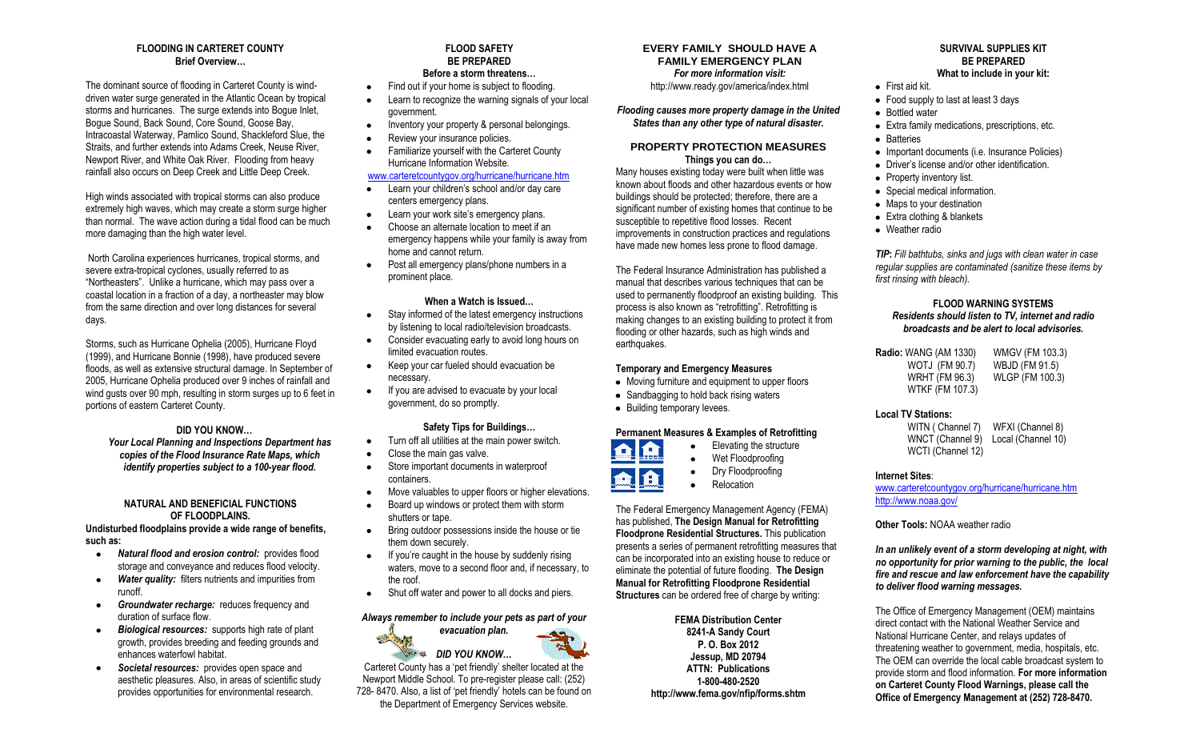## FLOODING IN CARTERET COUNTY
**Brief Overview…**

The dominant source of flooding in Carteret County is wind-driven water surge generated in the Atlantic Ocean by tropical storms and hurricanes. The surge extends into Bogue Inlet, Bogue Sound, Back Sound, Core Sound, Goose Bay, Intracoastal Waterway, Pamlico Sound, Shackleford Slue, the Straits, and further extends into Adams Creek, Neuse River, Newport River, and White Oak River. Flooding from heavy rainfall also occurs on Deep Creek and Little Deep Creek.

High winds associated with tropical storms can also produce extremely high waves, which may create a storm surge higher than normal. The wave action during a tidal flood can be much more damaging than the high water level.

North Carolina experiences hurricanes, tropical storms, and severe extra-tropical cyclones, usually referred to as "Northeasters". Unlike a hurricane, which may pass over a coastal location in a fraction of a day, a northeaster may blow from the same direction and over long distances for several days.

Storms, such as Hurricane Ophelia (2005), Hurricane Floyd (1999), and Hurricane Bonnie (1998), have produced severe floods, as well as extensive structural damage. In September of 2005, Hurricane Ophelia produced over 9 inches of rainfall and wind gusts over 90 mph, resulting in storm surges up to 6 feet in portions of eastern Carteret County.

### DID YOU KNOW…

***Your Local Planning and Inspections Department has copies of the Flood Insurance Rate Maps, which identify properties subject to a 100-year flood.***

### NATURAL AND BENEFICIAL FUNCTIONS OF FLOODPLAINS.

**Undisturbed floodplains provide a wide range of benefits, such as:**

- ***Natural flood and erosion control:*** provides flood storage and conveyance and reduces flood velocity.
- ***Water quality:*** filters nutrients and impurities from runoff.
- ***Groundwater recharge:*** reduces frequency and duration of surface flow.
- ***Biological resources:*** supports high rate of plant growth, provides breeding and feeding grounds and enhances waterfowl habitat.
- ***Societal resources:*** provides open space and aesthetic pleasures. Also, in areas of scientific study provides opportunities for environmental research.

## FLOOD SAFETY
## BE PREPARED
**Before a storm threatens…**

- Find out if your home is subject to flooding.
- Learn to recognize the warning signals of your local government.
- Inventory your property & personal belongings.
- Review your insurance policies.
- Familiarize yourself with the Carteret County Hurricane Information Website.

www.carteretcountygov.org/hurricane/hurricane.htm

- Learn your children's school and/or day care centers emergency plans.
- Learn your work site's emergency plans.
- Choose an alternate location to meet if an emergency happens while your family is away from home and cannot return.
- Post all emergency plans/phone numbers in a prominent place.

**When a Watch is Issued…**

- Stay informed of the latest emergency instructions by listening to local radio/television broadcasts.
- Consider evacuating early to avoid long hours on limited evacuation routes.
- Keep your car fueled should evacuation be necessary.
- If you are advised to evacuate by your local government, do so promptly.

**Safety Tips for Buildings…**

- Turn off all utilities at the main power switch.
- Close the main gas valve.
- Store important documents in waterproof containers.
- Move valuables to upper floors or higher elevations.
- Board up windows or protect them with storm shutters or tape.
- Bring outdoor possessions inside the house or tie them down securely.
- If you're caught in the house by suddenly rising waters, move to a second floor and, if necessary, to the roof.
- Shut off water and power to all docks and piers.

***Always remember to include your pets as part of your evacuation plan.***

***DID YOU KNOW…***

Carteret County has a 'pet friendly' shelter located at the Newport Middle School. To pre-register please call: (252) 728- 8470. Also, a list of 'pet friendly' hotels can be found on the Department of Emergency Services website.

## EVERY FAMILY SHOULD HAVE A FAMILY EMERGENCY PLAN

***For more information visit:***

http://www.ready.gov/america/index.html

***Flooding causes more property damage in the United States than any other type of natural disaster.***

## PROPERTY PROTECTION MEASURES
**Things you can do…**

Many houses existing today were built when little was known about floods and other hazardous events or how buildings should be protected; therefore, there are a significant number of existing homes that continue to be susceptible to repetitive flood losses. Recent improvements in construction practices and regulations have made new homes less prone to flood damage.

The Federal Insurance Administration has published a manual that describes various techniques that can be used to permanently floodproof an existing building. This process is also known as "retrofitting". Retrofitting is making changes to an existing building to protect it from flooding or other hazards, such as high winds and earthquakes.

**Temporary and Emergency Measures**

- Moving furniture and equipment to upper floors
- Sandbagging to hold back rising waters
- Building temporary levees.

**Permanent Measures & Examples of Retrofitting**

- Elevating the structure
- Wet Floodproofing
- Dry Floodproofing
- Relocation

The Federal Emergency Management Agency (FEMA) has published, **The Design Manual for Retrofitting Floodprone Residential Structures.** This publication presents a series of permanent retrofitting measures that can be incorporated into an existing house to reduce or eliminate the potential of future flooding. **The Design Manual for Retrofitting Floodprone Residential Structures** can be ordered free of charge by writing:

**FEMA Distribution Center**
**8241-A Sandy Court**
**P. O. Box 2012**
**Jessup, MD 20794**
**ATTN: Publications**
**1-800-480-2520**
**http://www.fema.gov/nfip/forms.shtm**

## SURVIVAL SUPPLIES KIT
## BE PREPARED
**What to include in your kit:**

- First aid kit.
- Food supply to last at least 3 days
- Bottled water
- Extra family medications, prescriptions, etc.
- Batteries
- Important documents (i.e. Insurance Policies)
- Driver's license and/or other identification.
- Property inventory list.
- Special medical information.
- Maps to your destination
- Extra clothing & blankets
- Weather radio

***TIP:*** *Fill bathtubs, sinks and jugs with clean water in case regular supplies are contaminated (sanitize these items by first rinsing with bleach).*

## FLOOD WARNING SYSTEMS

***Residents should listen to TV, internet and radio broadcasts and be alert to local advisories.***

**Radio:**

| | |
|---|---|
| WANG (AM 1330) | WMGV (FM 103.3) |
| WOTJ (FM 90.7) | WBJD (FM 91.5) |
| WRHT (FM 96.3) | WLGP (FM 100.3) |
| WTKF (FM 107.3) | |

**Local TV Stations:**

| | |
|---|---|
| WITN ( Channel 7) | WFXI (Channel 8) |
| WNCT (Channel 9) | Local (Channel 10) |
| WCTI (Channel 12) | |

**Internet Sites**:

www.carteretcountygov.org/hurricane/hurricane.htm
http://www.noaa.gov/

**Other Tools:** NOAA weather radio

***In an unlikely event of a storm developing at night, with no opportunity for prior warning to the public, the local fire and rescue and law enforcement have the capability to deliver flood warning messages.***

The Office of Emergency Management (OEM) maintains direct contact with the National Weather Service and National Hurricane Center, and relays updates of threatening weather to government, media, hospitals, etc. The OEM can override the local cable broadcast system to provide storm and flood information. **For more information on Carteret County Flood Warnings, please call the Office of Emergency Management at (252) 728-8470.**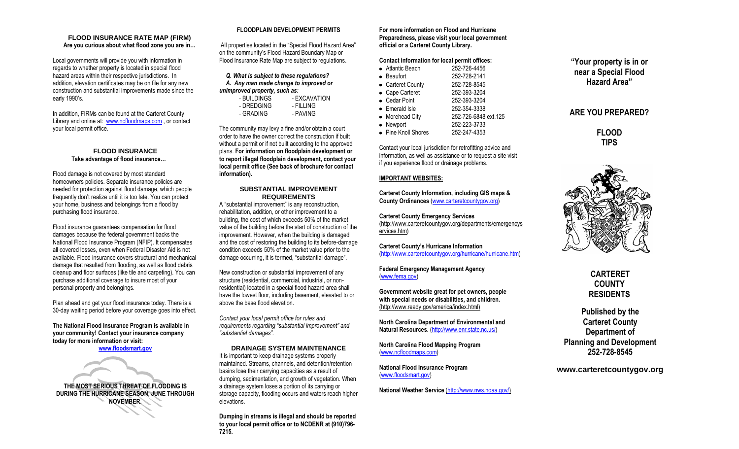## FLOOD INSURANCE RATE MAP (FIRM)

**Are you curious about what flood zone you are in…**

Local governments will provide you with information in regards to whether property is located in special flood hazard areas within their respective jurisdictions. In addition, elevation certificates may be on file for any new construction and substantial improvements made since the early 1990's.

In addition, FIRMs can be found at the Carteret County Library and online at: www.ncfloodmaps.com , or contact your local permit office.

## FLOOD INSURANCE

**Take advantage of flood insurance…**

Flood damage is not covered by most standard homeowners policies. Separate insurance policies are needed for protection against flood damage, which people frequently don't realize until it is too late. You can protect your home, business and belongings from a flood by purchasing flood insurance.

Flood insurance guarantees compensation for flood damages because the federal government backs the National Flood Insurance Program (NFIP). It compensates all covered losses, even when Federal Disaster Aid is not available. Flood insurance covers structural and mechanical damage that resulted from flooding, as well as flood debris cleanup and floor surfaces (like tile and carpeting). You can purchase additional coverage to insure most of your personal property and belongings.

Plan ahead and get your flood insurance today. There is a 30-day waiting period before your coverage goes into effect.

**The National Flood Insurance Program is available in your community! Contact your insurance company today for more information or visit:**

**www.floodsmart.gov**

**THE MOST SERIOUS THREAT OF FLOODING IS DURING THE HURRICANE SEASON, JUNE THROUGH NOVEMBER.**

## FLOODPLAIN DEVELOPMENT PERMITS

All properties located in the "Special Flood Hazard Area" on the community's Flood Hazard Boundary Map or Flood Insurance Rate Map are subject to regulations.

***Q. What is subject to these regulations?***
***A. Any man made change to improved or unimproved property, such as:***

- BUILDINGS
- DREDGING
- GRADING
- EXCAVATION
- FILLING
- PAVING

The community may levy a fine and/or obtain a court order to have the owner correct the construction if built without a permit or if not built according to the approved plans. **For information on floodplain development or to report illegal floodplain development, contact your local permit office (See back of brochure for contact information).**

## SUBSTANTIAL IMPROVEMENT REQUIREMENTS

A "substantial improvement" is any reconstruction, rehabilitation, addition, or other improvement to a building, the cost of which exceeds 50% of the market value of the building before the start of construction of the improvement. However, when the building is damaged and the cost of restoring the building to its before-damage condition exceeds 50% of the market value prior to the damage occurring, it is termed, "substantial damage".

New construction or substantial improvement of any structure (residential, commercial, industrial, or non-residential) located in a special flood hazard area shall have the lowest floor, including basement, elevated to or above the base flood elevation.

*Contact your local permit office for rules and requirements regarding "substantial improvement" and "substantial damages".*

## DRAINAGE SYSTEM MAINTENANCE

It is important to keep drainage systems properly maintained. Streams, channels, and detention/retention basins lose their carrying capacities as a result of dumping, sedimentation, and growth of vegetation. When a drainage system loses a portion of its carrying or storage capacity, flooding occurs and waters reach higher elevations.

**Dumping in streams is illegal and should be reported to your local permit office or to NCDENR at (910)796-7215.**

**For more information on Flood and Hurricane Preparedness, please visit your local government official or a Carteret County Library.**

**Contact information for local permit offices:**

| | |
|---|---|
| Atlantic Beach | 252-726-4456 |
| Beaufort | 252-728-2141 |
| Carteret County | 252-728-8545 |
| Cape Carteret | 252-393-3204 |
| Cedar Point | 252-393-3204 |
| Emerald Isle | 252-354-3338 |
| Morehead City | 252-726-6848 ext.125 |
| Newport | 252-223-3733 |
| Pine Knoll Shores | 252-247-4353 |

Contact your local jurisdiction for retrofitting advice and information, as well as assistance or to request a site visit if you experience flood or drainage problems.

**IMPORTANT WEBSITES:**

**Carteret County Information, including GIS maps & County Ordinances** (www.carteretcountygov.org)

**Carteret County Emergency Services** (http://www.carteretcountygov.org/departments/emergencyservices.htm)

**Carteret County's Hurricane Information** (http://www.carteretcountygov.org/hurricane/hurricane.htm)

**Federal Emergency Management Agency** (www.fema.gov)

**Government website great for pet owners, people with special needs or disabilities, and children.** (http://www.ready.gov/america/index.html)

**North Carolina Department of Environmental and Natural Resources.** (http://www.enr.state.nc.us/)

**North Carolina Flood Mapping Program** (www.ncfloodmaps.com)

**National Flood Insurance Program** (www.floodsmart.gov)

**National Weather Service** (http://www.nws.noaa.gov/)

**"Your property is in or near a Special Flood Hazard Area"**

## ARE YOU PREPARED?

## FLOOD TIPS

## CARTERET COUNTY RESIDENTS

**Published by the Carteret County Department of Planning and Development 252-728-8545**

**www.carteretcountygov.org**